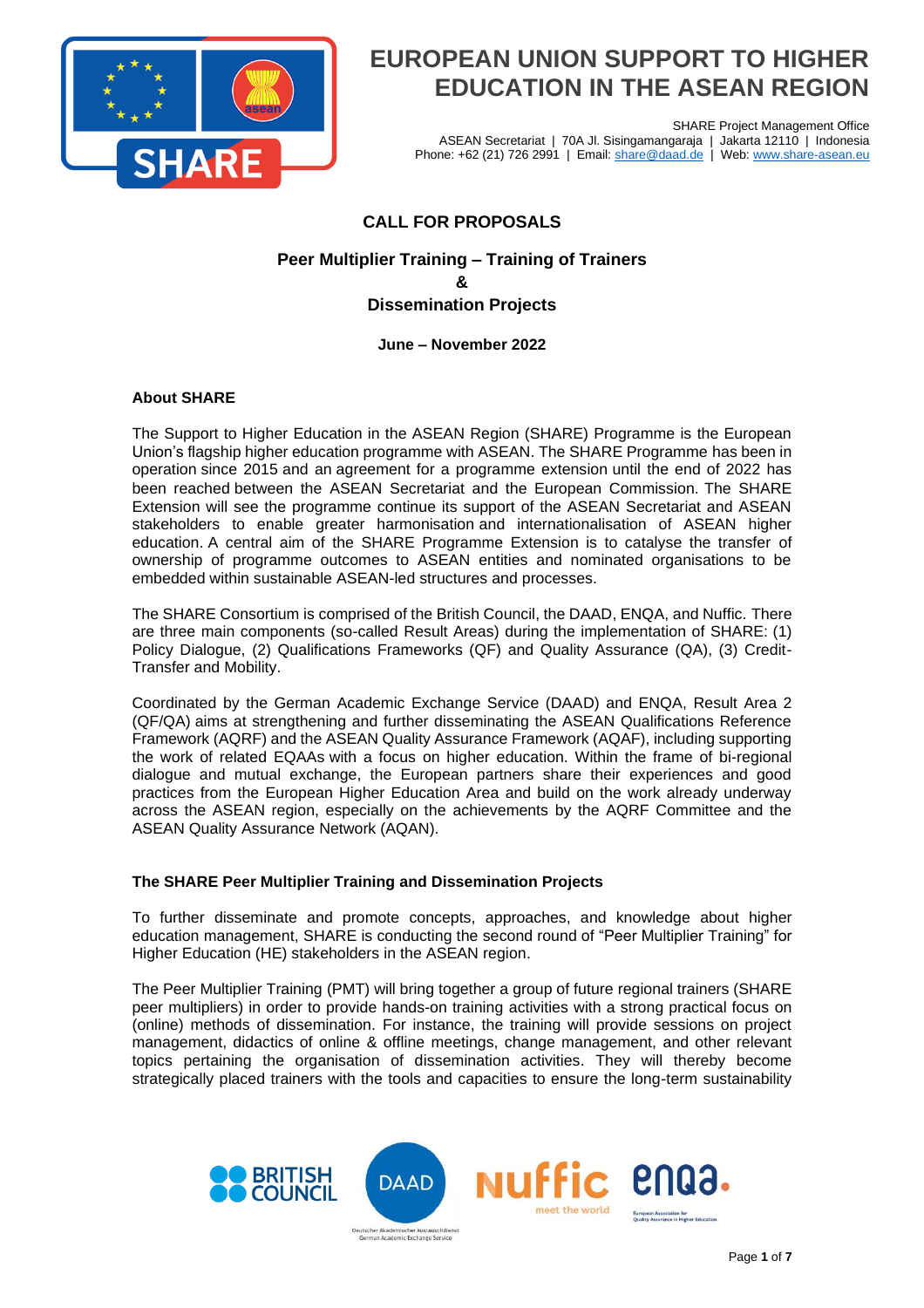# EUROPEAN UNION SUPPORT TO HIGHER EDUCATION IN THE ASEAN REGION

SHARE Project Management Office
ASEAN Secretariat | 70A Jl. Sisingamangaraja | Jakarta 12110 | Indonesia
Phone: +62 (21) 726 2991 | Email: share@daad.de | Web: www.share-asean.eu

## CALL FOR PROPOSALS

### Peer Multiplier Training – Training of Trainers & Dissemination Projects

**June – November 2022**

**About SHARE**

The Support to Higher Education in the ASEAN Region (SHARE) Programme is the European Union's flagship higher education programme with ASEAN. The SHARE Programme has been in operation since 2015 and an agreement for a programme extension until the end of 2022 has been reached between the ASEAN Secretariat and the European Commission. The SHARE Extension will see the programme continue its support of the ASEAN Secretariat and ASEAN stakeholders to enable greater harmonisation and internationalisation of ASEAN higher education. A central aim of the SHARE Programme Extension is to catalyse the transfer of ownership of programme outcomes to ASEAN entities and nominated organisations to be embedded within sustainable ASEAN-led structures and processes.

The SHARE Consortium is comprised of the British Council, the DAAD, ENQA, and Nuffic. There are three main components (so-called Result Areas) during the implementation of SHARE: (1) Policy Dialogue, (2) Qualifications Frameworks (QF) and Quality Assurance (QA), (3) Credit-Transfer and Mobility.

Coordinated by the German Academic Exchange Service (DAAD) and ENQA, Result Area 2 (QF/QA) aims at strengthening and further disseminating the ASEAN Qualifications Reference Framework (AQRF) and the ASEAN Quality Assurance Framework (AQAF), including supporting the work of related EQAAs with a focus on higher education. Within the frame of bi-regional dialogue and mutual exchange, the European partners share their experiences and good practices from the European Higher Education Area and build on the work already underway across the ASEAN region, especially on the achievements by the AQRF Committee and the ASEAN Quality Assurance Network (AQAN).

**The SHARE Peer Multiplier Training and Dissemination Projects**

To further disseminate and promote concepts, approaches, and knowledge about higher education management, SHARE is conducting the second round of "Peer Multiplier Training" for Higher Education (HE) stakeholders in the ASEAN region.

The Peer Multiplier Training (PMT) will bring together a group of future regional trainers (SHARE peer multipliers) in order to provide hands-on training activities with a strong practical focus on (online) methods of dissemination. For instance, the training will provide sessions on project management, didactics of online & offline meetings, change management, and other relevant topics pertaining the organisation of dissemination activities. They will thereby become strategically placed trainers with the tools and capacities to ensure the long-term sustainability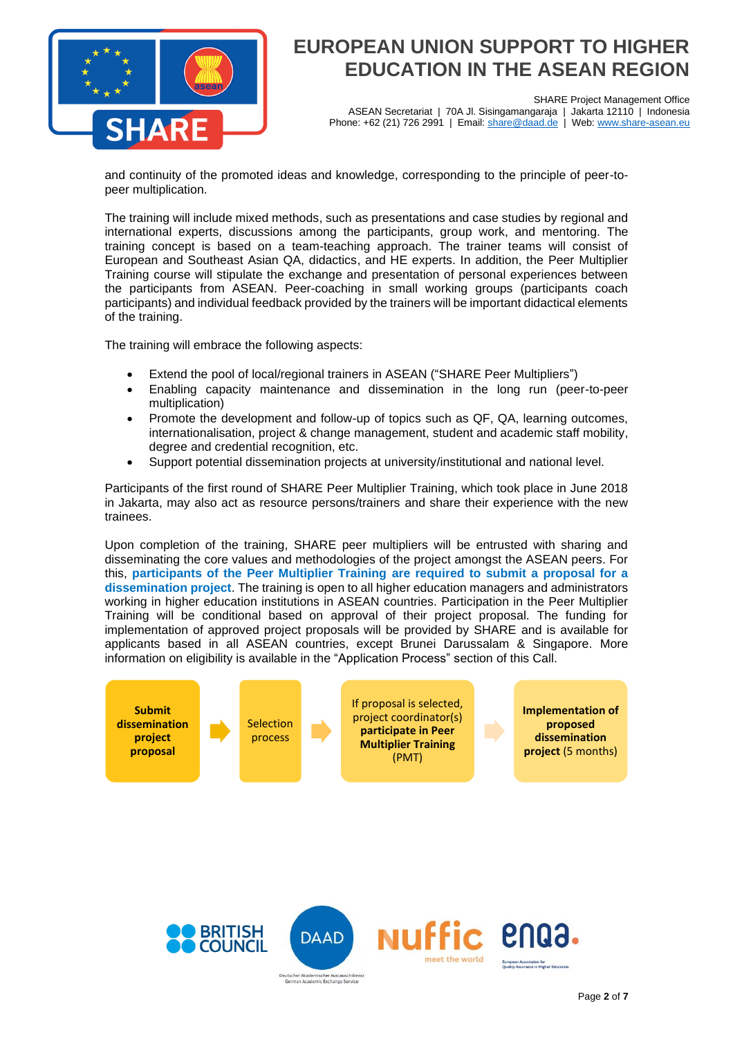and continuity of the promoted ideas and knowledge, corresponding to the principle of peer-to-peer multiplication.

The training will include mixed methods, such as presentations and case studies by regional and international experts, discussions among the participants, group work, and mentoring. The training concept is based on a team-teaching approach. The trainer teams will consist of European and Southeast Asian QA, didactics, and HE experts. In addition, the Peer Multiplier Training course will stipulate the exchange and presentation of personal experiences between the participants from ASEAN. Peer-coaching in small working groups (participants coach participants) and individual feedback provided by the trainers will be important didactical elements of the training.

The training will embrace the following aspects:

- Extend the pool of local/regional trainers in ASEAN ("SHARE Peer Multipliers")
- Enabling capacity maintenance and dissemination in the long run (peer-to-peer multiplication)
- Promote the development and follow-up of topics such as QF, QA, learning outcomes, internationalisation, project & change management, student and academic staff mobility, degree and credential recognition, etc.
- Support potential dissemination projects at university/institutional and national level.

Participants of the first round of SHARE Peer Multiplier Training, which took place in June 2018 in Jakarta, may also act as resource persons/trainers and share their experience with the new trainees.

Upon completion of the training, SHARE peer multipliers will be entrusted with sharing and disseminating the core values and methodologies of the project amongst the ASEAN peers. For this, **participants of the Peer Multiplier Training are required to submit a proposal for a dissemination project**. The training is open to all higher education managers and administrators working in higher education institutions in ASEAN countries. Participation in the Peer Multiplier Training will be conditional based on approval of their project proposal. The funding for implementation of approved project proposals will be provided by SHARE and is available for applicants based in all ASEAN countries, except Brunei Darussalam & Singapore. More information on eligibility is available in the "Application Process" section of this Call.

**Submit dissemination project proposal** → Selection process → If proposal is selected, project coordinator(s) **participate in Peer Multiplier Training** (PMT) → **Implementation of proposed dissemination project** (5 months)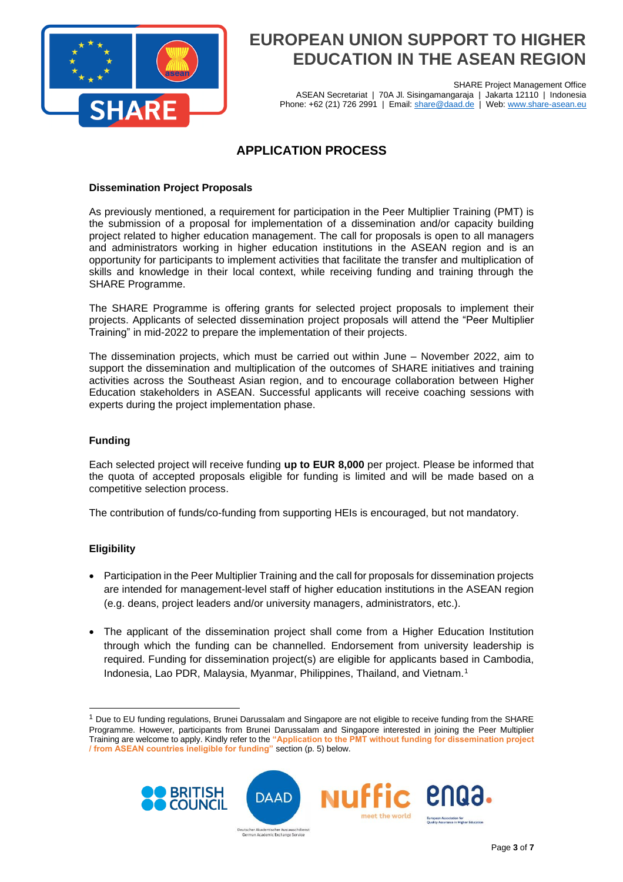## APPLICATION PROCESS

### Dissemination Project Proposals

As previously mentioned, a requirement for participation in the Peer Multiplier Training (PMT) is the submission of a proposal for implementation of a dissemination and/or capacity building project related to higher education management. The call for proposals is open to all managers and administrators working in higher education institutions in the ASEAN region and is an opportunity for participants to implement activities that facilitate the transfer and multiplication of skills and knowledge in their local context, while receiving funding and training through the SHARE Programme.

The SHARE Programme is offering grants for selected project proposals to implement their projects. Applicants of selected dissemination project proposals will attend the "Peer Multiplier Training" in mid-2022 to prepare the implementation of their projects.

The dissemination projects, which must be carried out within June – November 2022, aim to support the dissemination and multiplication of the outcomes of SHARE initiatives and training activities across the Southeast Asian region, and to encourage collaboration between Higher Education stakeholders in ASEAN. Successful applicants will receive coaching sessions with experts during the project implementation phase.

### Funding

Each selected project will receive funding **up to EUR 8,000** per project. Please be informed that the quota of accepted proposals eligible for funding is limited and will be made based on a competitive selection process.

The contribution of funds/co-funding from supporting HEIs is encouraged, but not mandatory.

### Eligibility

- Participation in the Peer Multiplier Training and the call for proposals for dissemination projects are intended for management-level staff of higher education institutions in the ASEAN region (e.g. deans, project leaders and/or university managers, administrators, etc.).
- The applicant of the dissemination project shall come from a Higher Education Institution through which the funding can be channelled. Endorsement from university leadership is required. Funding for dissemination project(s) are eligible for applicants based in Cambodia, Indonesia, Lao PDR, Malaysia, Myanmar, Philippines, Thailand, and Vietnam.[1]

---

[1] Due to EU funding regulations, Brunei Darussalam and Singapore are not eligible to receive funding from the SHARE Programme. However, participants from Brunei Darussalam and Singapore interested in joining the Peer Multiplier Training are welcome to apply. Kindly refer to the **"Application to the PMT without funding for dissemination project / from ASEAN countries ineligible for funding"** section (p. 5) below.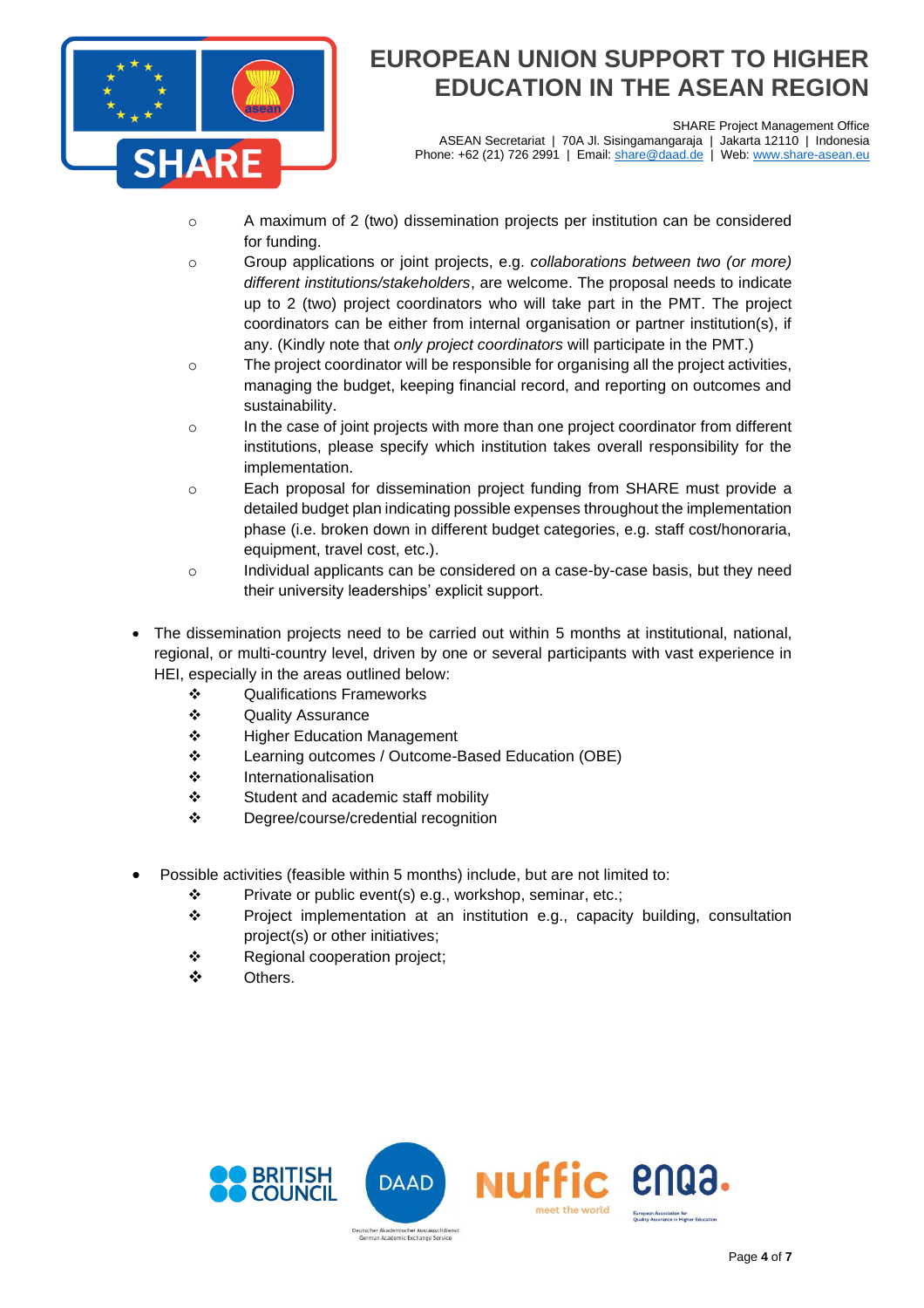- A maximum of 2 (two) dissemination projects per institution can be considered for funding.
  - Group applications or joint projects, e.g. *collaborations between two (or more) different institutions/stakeholders*, are welcome. The proposal needs to indicate up to 2 (two) project coordinators who will take part in the PMT. The project coordinators can be either from internal organisation or partner institution(s), if any. (Kindly note that *only project coordinators* will participate in the PMT.)
  - The project coordinator will be responsible for organising all the project activities, managing the budget, keeping financial record, and reporting on outcomes and sustainability.
  - In the case of joint projects with more than one project coordinator from different institutions, please specify which institution takes overall responsibility for the implementation.
  - Each proposal for dissemination project funding from SHARE must provide a detailed budget plan indicating possible expenses throughout the implementation phase (i.e. broken down in different budget categories, e.g. staff cost/honoraria, equipment, travel cost, etc.).
  - Individual applicants can be considered on a case-by-case basis, but they need their university leaderships' explicit support.

- The dissemination projects need to be carried out within 5 months at institutional, national, regional, or multi-country level, driven by one or several participants with vast experience in HEI, especially in the areas outlined below:
  - Qualifications Frameworks
  - Quality Assurance
  - Higher Education Management
  - Learning outcomes / Outcome-Based Education (OBE)
  - Internationalisation
  - Student and academic staff mobility
  - Degree/course/credential recognition

- Possible activities (feasible within 5 months) include, but are not limited to:
  - Private or public event(s) e.g., workshop, seminar, etc.;
  - Project implementation at an institution e.g., capacity building, consultation project(s) or other initiatives;
  - Regional cooperation project;
  - Others.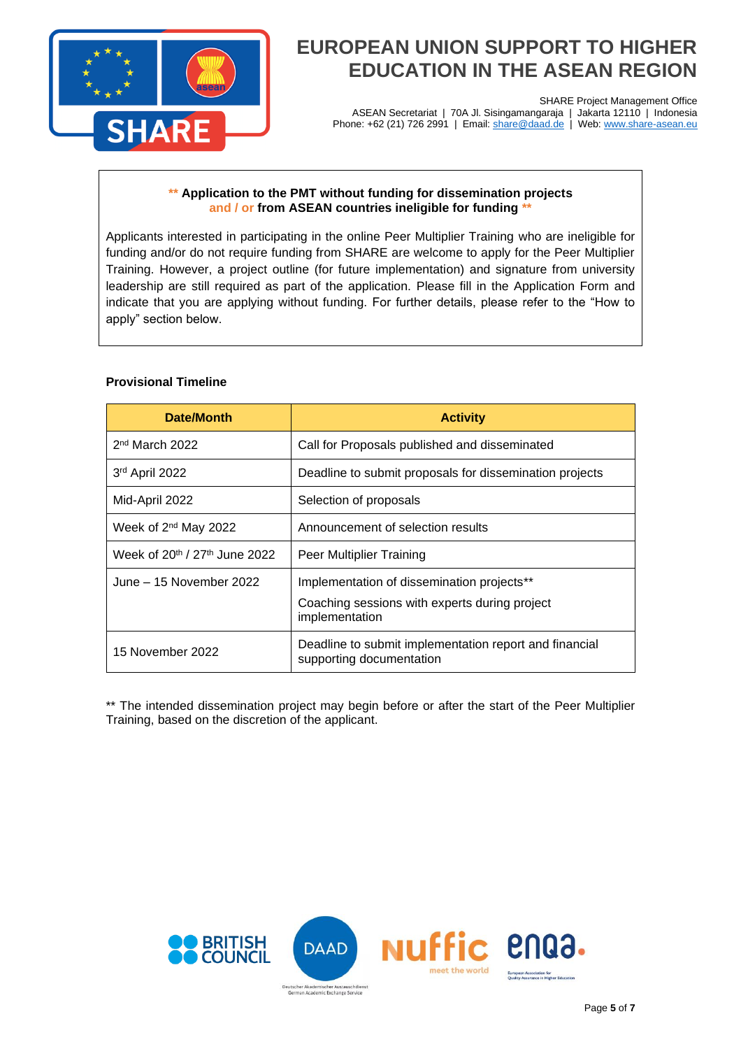**\*\* Application to the PMT without funding for dissemination projects and / or from ASEAN countries ineligible for funding \*\***

Applicants interested in participating in the online Peer Multiplier Training who are ineligible for funding and/or do not require funding from SHARE are welcome to apply for the Peer Multiplier Training. However, a project outline (for future implementation) and signature from university leadership are still required as part of the application. Please fill in the Application Form and indicate that you are applying without funding. For further details, please refer to the "How to apply" section below.

**Provisional Timeline**

| Date/Month | Activity |
|---|---|
| 2nd March 2022 | Call for Proposals published and disseminated |
| 3rd April 2022 | Deadline to submit proposals for dissemination projects |
| Mid-April 2022 | Selection of proposals |
| Week of 2nd May 2022 | Announcement of selection results |
| Week of 20th / 27th June 2022 | Peer Multiplier Training |
| June – 15 November 2022 | Implementation of dissemination projects**<br>Coaching sessions with experts during project implementation |
| 15 November 2022 | Deadline to submit implementation report and financial supporting documentation |

** The intended dissemination project may begin before or after the start of the Peer Multiplier Training, based on the discretion of the applicant.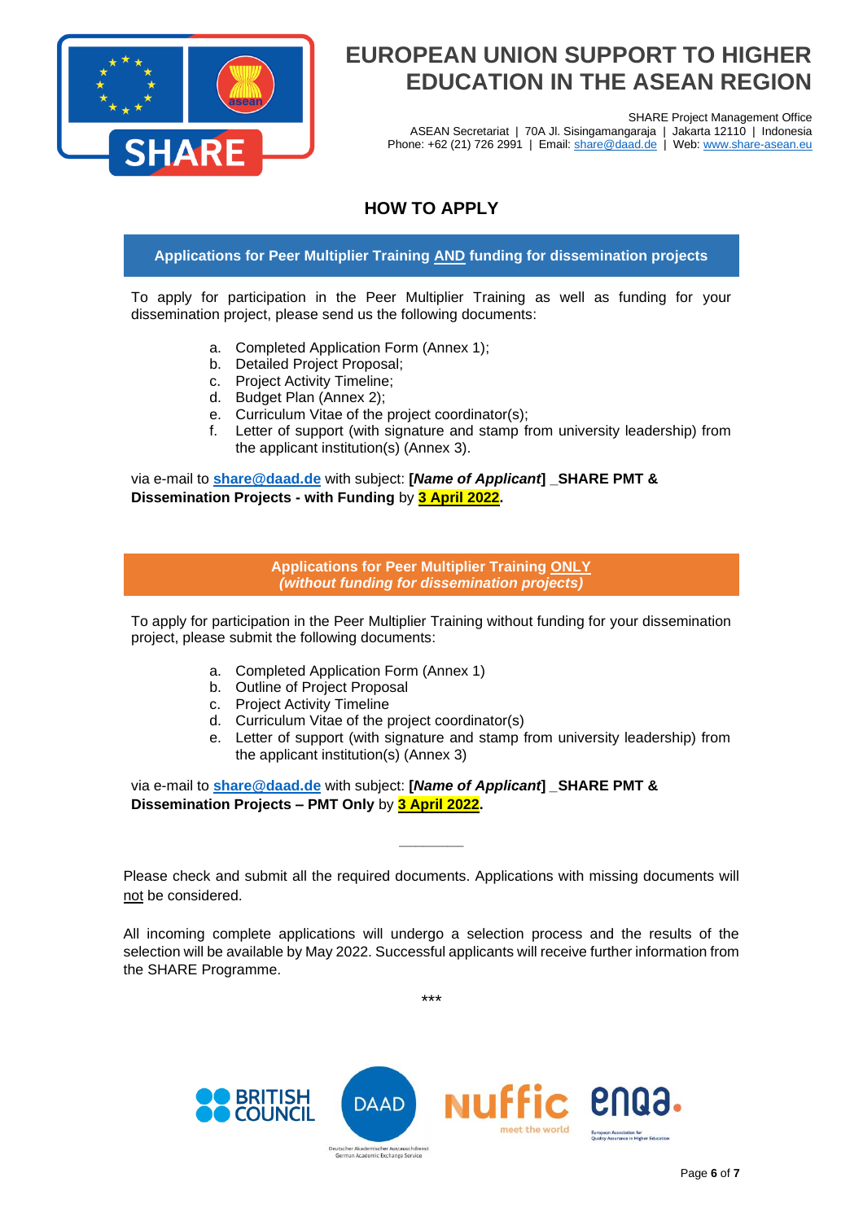# HOW TO APPLY

## Applications for Peer Multiplier Training AND funding for dissemination projects

To apply for participation in the Peer Multiplier Training as well as funding for your dissemination project, please send us the following documents:

a. Completed Application Form (Annex 1);
b. Detailed Project Proposal;
c. Project Activity Timeline;
d. Budget Plan (Annex 2);
e. Curriculum Vitae of the project coordinator(s);
f. Letter of support (with signature and stamp from university leadership) from the applicant institution(s) (Annex 3).

via e-mail to **share@daad.de** with subject: **[*Name of Applicant*] _SHARE PMT & Dissemination Projects - with Funding** by **3 April 2022.**

## Applications for Peer Multiplier Training ONLY *(without funding for dissemination projects)*

To apply for participation in the Peer Multiplier Training without funding for your dissemination project, please submit the following documents:

a. Completed Application Form (Annex 1)
b. Outline of Project Proposal
c. Project Activity Timeline
d. Curriculum Vitae of the project coordinator(s)
e. Letter of support (with signature and stamp from university leadership) from the applicant institution(s) (Annex 3)

via e-mail to **share@daad.de** with subject: **[*Name of Applicant*] _SHARE PMT & Dissemination Projects – PMT Only** by **3 April 2022.**

---

Please check and submit all the required documents. Applications with missing documents will not be considered.

All incoming complete applications will undergo a selection process and the results of the selection will be available by May 2022. Successful applicants will receive further information from the SHARE Programme.

***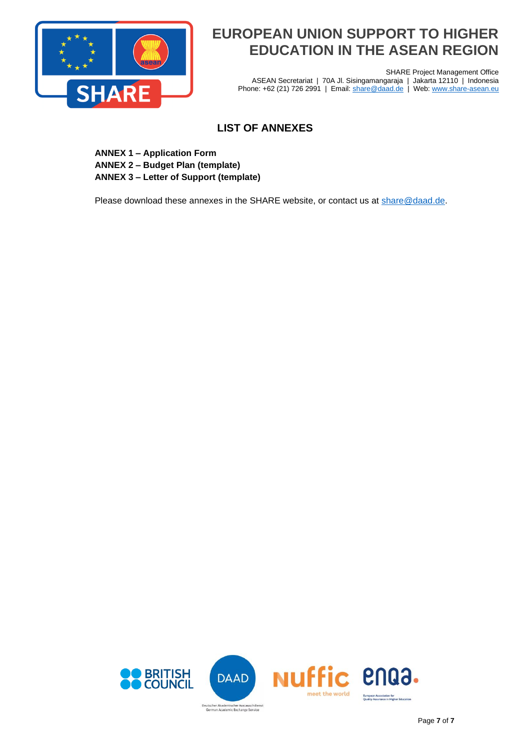# EUROPEAN UNION SUPPORT TO HIGHER EDUCATION IN THE ASEAN REGION

SHARE Project Management Office
ASEAN Secretariat | 70A Jl. Sisingamangaraja | Jakarta 12110 | Indonesia
Phone: +62 (21) 726 2991 | Email: share@daad.de | Web: www.share-asean.eu

## LIST OF ANNEXES

**ANNEX 1 – Application Form**
**ANNEX 2 – Budget Plan (template)**
**ANNEX 3 – Letter of Support (template)**

Please download these annexes in the SHARE website, or contact us at share@daad.de.